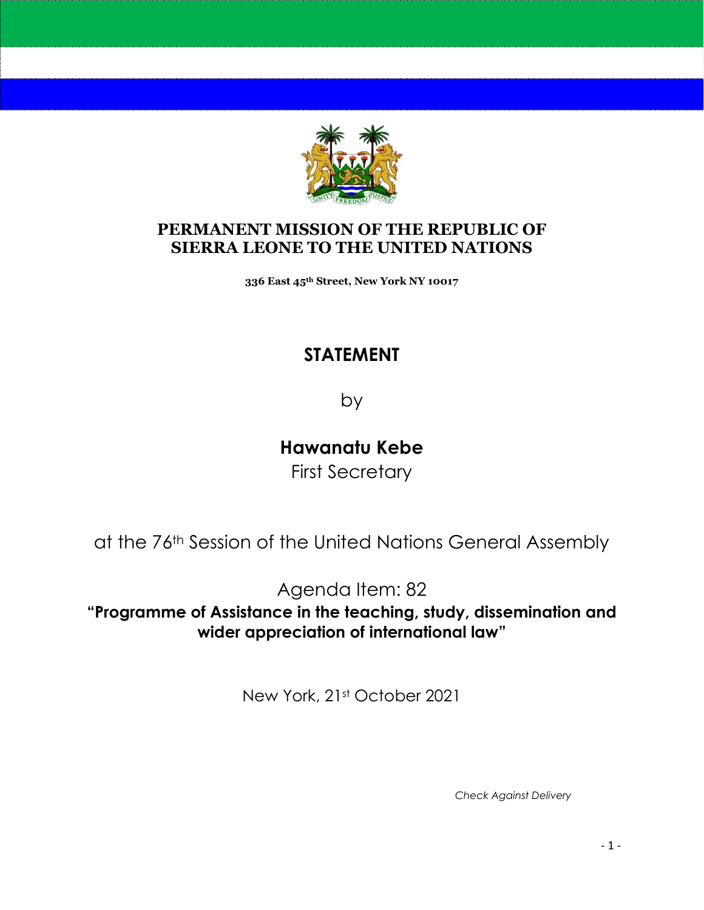**PERMANENT MISSION OF THE REPUBLIC OF SIERRA LEONE TO THE UNITED NATIONS**

**336 East 45th Street, New York NY 10017**

# STATEMENT

by

## Hawanatu Kebe

First Secretary

at the 76th Session of the United Nations General Assembly

Agenda Item: 82

**"Programme of Assistance in the teaching, study, dissemination and wider appreciation of international law"**

New York, 21st October 2021

*Check Against Delivery*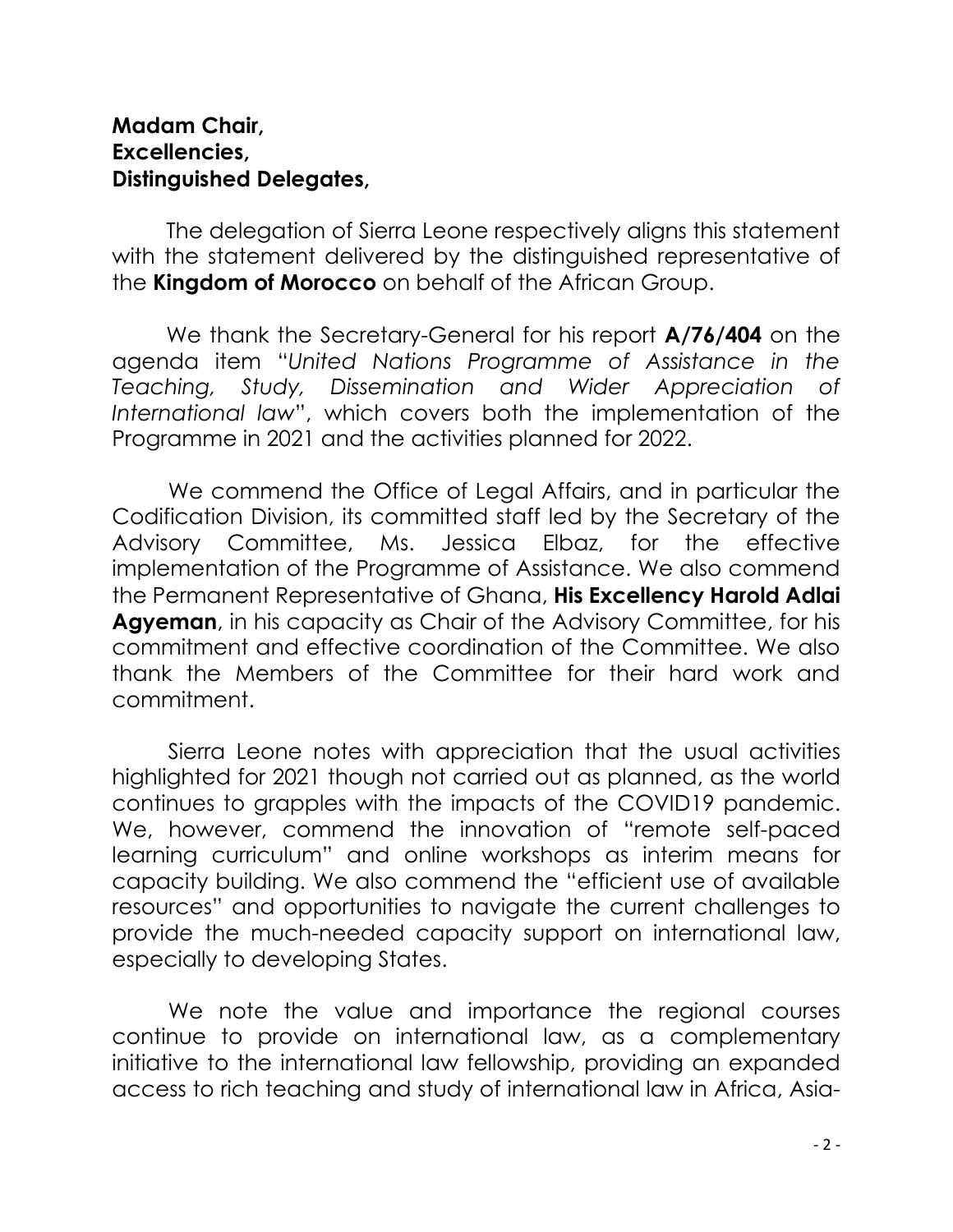**Madam Chair,**
**Excellencies,**
**Distinguished Delegates,**

The delegation of Sierra Leone respectively aligns this statement with the statement delivered by the distinguished representative of the **Kingdom of Morocco** on behalf of the African Group.

We thank the Secretary-General for his report **A/76/404** on the agenda item "*United Nations Programme of Assistance in the Teaching, Study, Dissemination and Wider Appreciation of International law*", which covers both the implementation of the Programme in 2021 and the activities planned for 2022.

We commend the Office of Legal Affairs, and in particular the Codification Division, its committed staff led by the Secretary of the Advisory Committee, Ms. Jessica Elbaz, for the effective implementation of the Programme of Assistance. We also commend the Permanent Representative of Ghana, **His Excellency Harold Adlai Agyeman**, in his capacity as Chair of the Advisory Committee, for his commitment and effective coordination of the Committee. We also thank the Members of the Committee for their hard work and commitment.

Sierra Leone notes with appreciation that the usual activities highlighted for 2021 though not carried out as planned, as the world continues to grapples with the impacts of the COVID19 pandemic. We, however, commend the innovation of "remote self-paced learning curriculum" and online workshops as interim means for capacity building. We also commend the "efficient use of available resources" and opportunities to navigate the current challenges to provide the much-needed capacity support on international law, especially to developing States.

We note the value and importance the regional courses continue to provide on international law, as a complementary initiative to the international law fellowship, providing an expanded access to rich teaching and study of international law in Africa, Asia-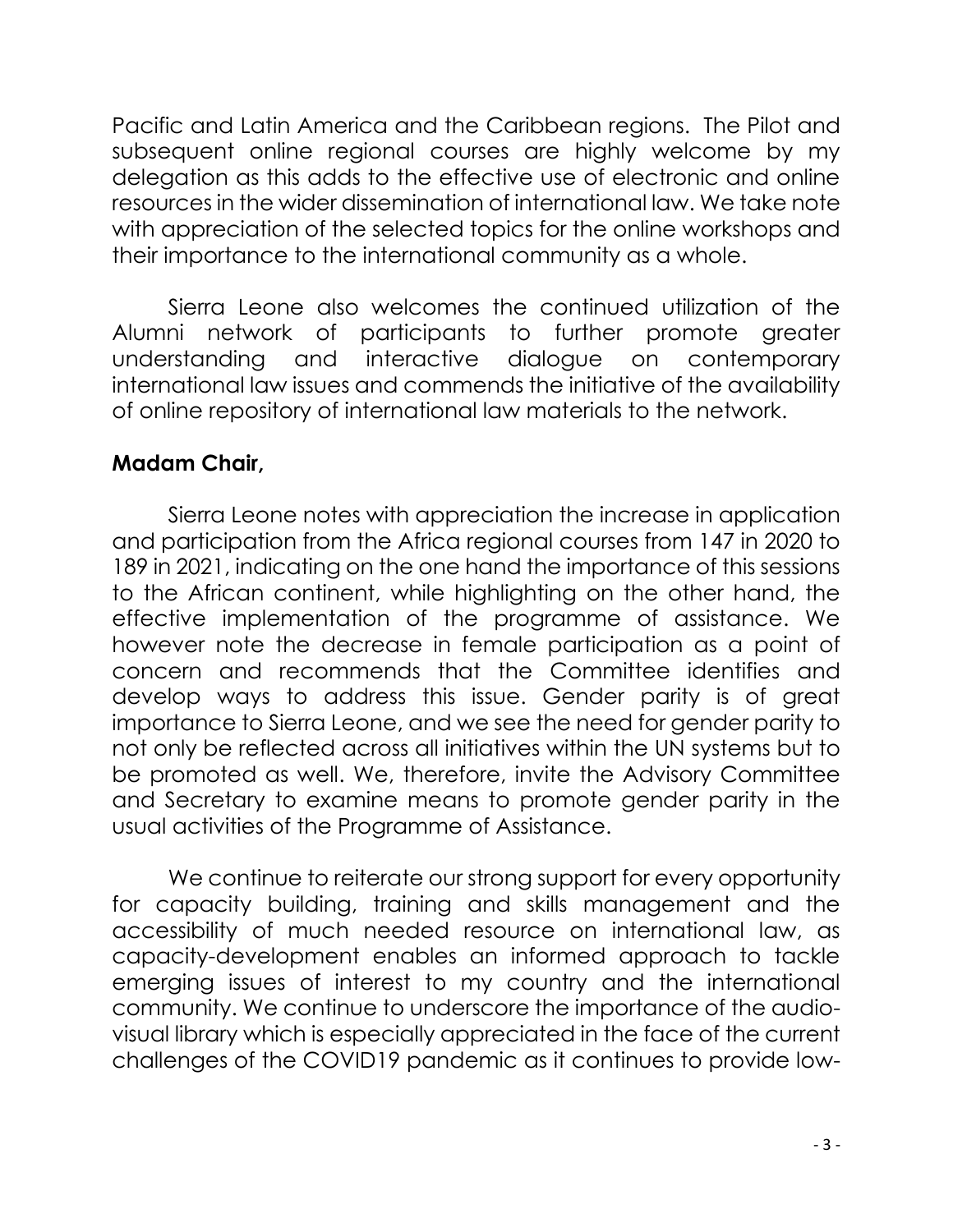Pacific and Latin America and the Caribbean regions. The Pilot and subsequent online regional courses are highly welcome by my delegation as this adds to the effective use of electronic and online resources in the wider dissemination of international law. We take note with appreciation of the selected topics for the online workshops and their importance to the international community as a whole.

Sierra Leone also welcomes the continued utilization of the Alumni network of participants to further promote greater understanding and interactive dialogue on contemporary international law issues and commends the initiative of the availability of online repository of international law materials to the network.

**Madam Chair,**

Sierra Leone notes with appreciation the increase in application and participation from the Africa regional courses from 147 in 2020 to 189 in 2021, indicating on the one hand the importance of this sessions to the African continent, while highlighting on the other hand, the effective implementation of the programme of assistance. We however note the decrease in female participation as a point of concern and recommends that the Committee identifies and develop ways to address this issue. Gender parity is of great importance to Sierra Leone, and we see the need for gender parity to not only be reflected across all initiatives within the UN systems but to be promoted as well. We, therefore, invite the Advisory Committee and Secretary to examine means to promote gender parity in the usual activities of the Programme of Assistance.

We continue to reiterate our strong support for every opportunity for capacity building, training and skills management and the accessibility of much needed resource on international law, as capacity-development enables an informed approach to tackle emerging issues of interest to my country and the international community. We continue to underscore the importance of the audio-visual library which is especially appreciated in the face of the current challenges of the COVID19 pandemic as it continues to provide low-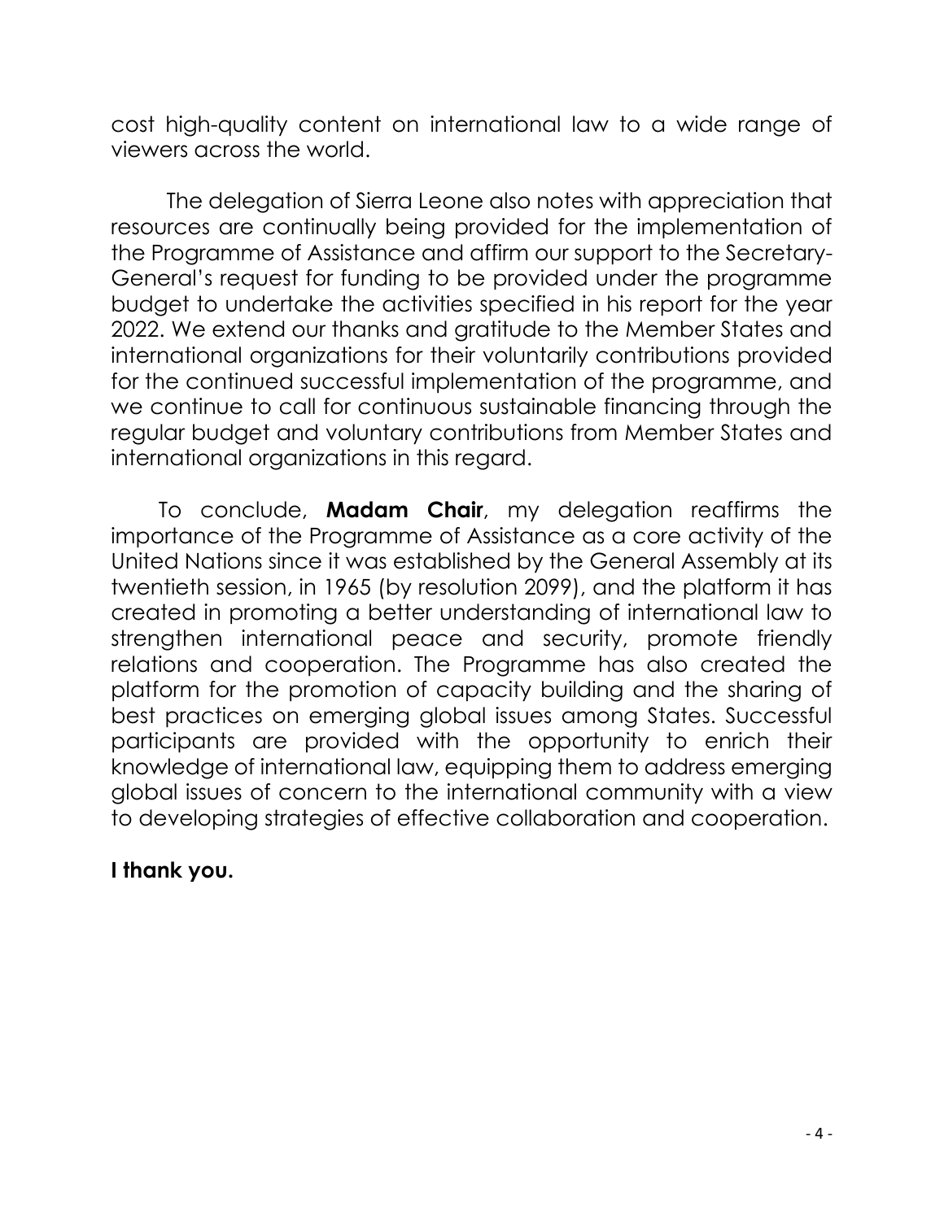cost high-quality content on international law to a wide range of viewers across the world.

The delegation of Sierra Leone also notes with appreciation that resources are continually being provided for the implementation of the Programme of Assistance and affirm our support to the Secretary-General's request for funding to be provided under the programme budget to undertake the activities specified in his report for the year 2022. We extend our thanks and gratitude to the Member States and international organizations for their voluntarily contributions provided for the continued successful implementation of the programme, and we continue to call for continuous sustainable financing through the regular budget and voluntary contributions from Member States and international organizations in this regard.

To conclude, **Madam Chair**, my delegation reaffirms the importance of the Programme of Assistance as a core activity of the United Nations since it was established by the General Assembly at its twentieth session, in 1965 (by resolution 2099), and the platform it has created in promoting a better understanding of international law to strengthen international peace and security, promote friendly relations and cooperation. The Programme has also created the platform for the promotion of capacity building and the sharing of best practices on emerging global issues among States. Successful participants are provided with the opportunity to enrich their knowledge of international law, equipping them to address emerging global issues of concern to the international community with a view to developing strategies of effective collaboration and cooperation.

**I thank you.**